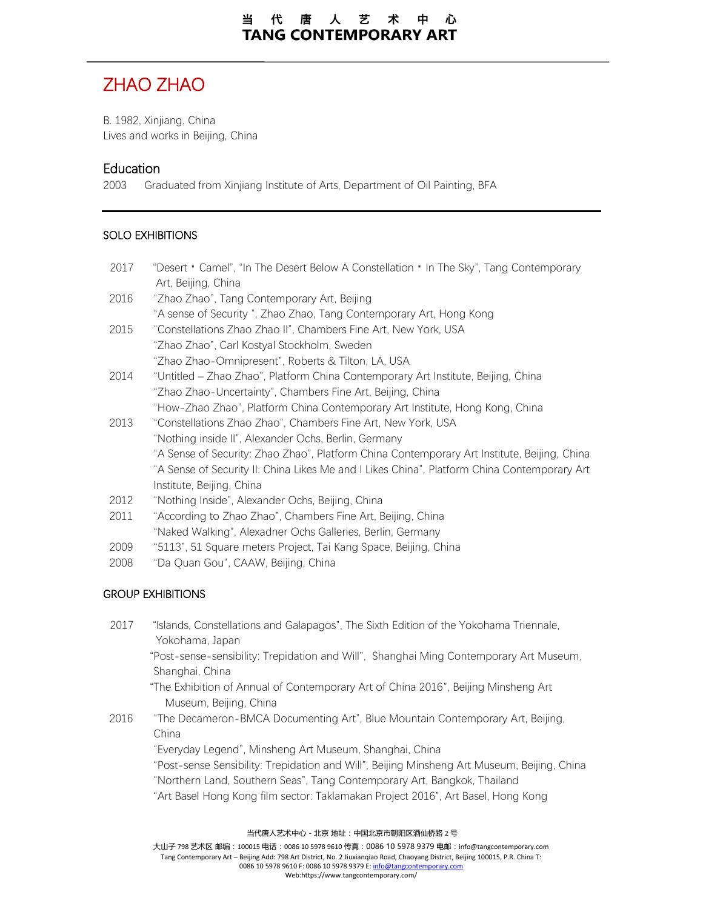# ZHAO ZHAO

B. 1982, Xinjiang, China
Lives and works in Beijing, China

## Education

2003 Graduated from Xinjiang Institute of Arts, Department of Oil Painting, BFA

### SOLO EXHIBITIONS

2017 "Desert・Camel", "In The Desert Below A Constellation・In The Sky", Tang Contemporary Art, Beijing, China

2016 "Zhao Zhao", Tang Contemporary Art, Beijing
"A sense of Security ", Zhao Zhao, Tang Contemporary Art, Hong Kong

2015 "Constellations Zhao Zhao II", Chambers Fine Art, New York, USA
"Zhao Zhao", Carl Kostyal Stockholm, Sweden
"Zhao Zhao-Omnipresent", Roberts & Tilton, LA, USA

2014 "Untitled – Zhao Zhao", Platform China Contemporary Art Institute, Beijing, China
"Zhao Zhao-Uncertainty", Chambers Fine Art, Beijing, China
"How-Zhao Zhao", Platform China Contemporary Art Institute, Hong Kong, China

2013 "Constellations Zhao Zhao", Chambers Fine Art, New York, USA
"Nothing inside II", Alexander Ochs, Berlin, Germany
"A Sense of Security: Zhao Zhao", Platform China Contemporary Art Institute, Beijing, China
"A Sense of Security II: China Likes Me and I Likes China", Platform China Contemporary Art Institute, Beijing, China

2012 "Nothing Inside", Alexander Ochs, Beijing, China

2011 "According to Zhao Zhao", Chambers Fine Art, Beijing, China
"Naked Walking", Alexadner Ochs Galleries, Berlin, Germany

2009 "5113", 51 Square meters Project, Tai Kang Space, Beijing, China

2008 "Da Quan Gou", CAAW, Beijing, China

### GROUP EXHIBITIONS

2017 "Islands, Constellations and Galapagos", The Sixth Edition of the Yokohama Triennale, Yokohama, Japan
"Post-sense-sensibility: Trepidation and Will", Shanghai Ming Contemporary Art Museum, Shanghai, China
"The Exhibition of Annual of Contemporary Art of China 2016", Beijing Minsheng Art Museum, Beijing, China

2016 "The Decameron-BMCA Documenting Art", Blue Mountain Contemporary Art, Beijing, China
"Everyday Legend", Minsheng Art Museum, Shanghai, China
"Post-sense Sensibility: Trepidation and Will", Beijing Minsheng Art Museum, Beijing, China
"Northern Land, Southern Seas", Tang Contemporary Art, Bangkok, Thailand
"Art Basel Hong Kong film sector: Taklamakan Project 2016", Art Basel, Hong Kong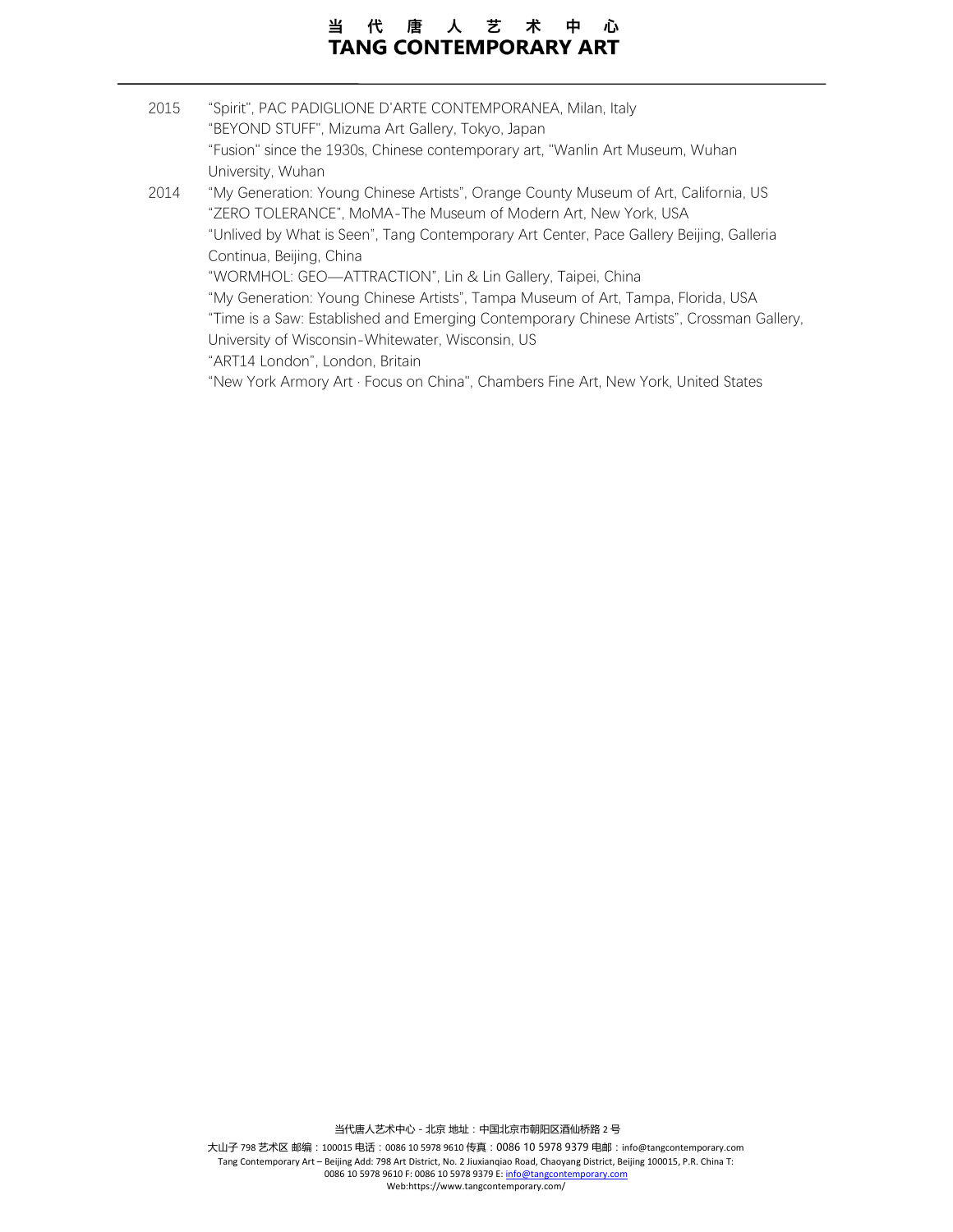2015 "Spirit", PAC PADIGLIONE D'ARTE CONTEMPORANEA, Milan, Italy

"BEYOND STUFF", Mizuma Art Gallery, Tokyo, Japan

"Fusion" since the 1930s, Chinese contemporary art, "Wanlin Art Museum, Wuhan University, Wuhan

2014 "My Generation: Young Chinese Artists", Orange County Museum of Art, California, US

"ZERO TOLERANCE", MoMA-The Museum of Modern Art, New York, USA

"Unlived by What is Seen", Tang Contemporary Art Center, Pace Gallery Beijing, Galleria Continua, Beijing, China

"WORMHOL: GEO—ATTRACTION", Lin & Lin Gallery, Taipei, China

"My Generation: Young Chinese Artists", Tampa Museum of Art, Tampa, Florida, USA

"Time is a Saw: Established and Emerging Contemporary Chinese Artists", Crossman Gallery, University of Wisconsin-Whitewater, Wisconsin, US

"ART14 London", London, Britain

"New York Armory Art · Focus on China", Chambers Fine Art, New York, United States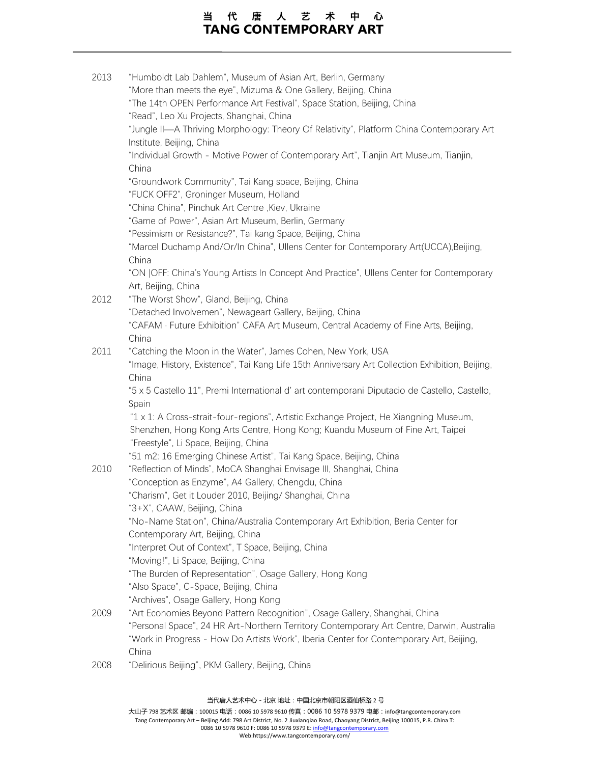2013 "Humboldt Lab Dahlem", Museum of Asian Art, Berlin, Germany
"More than meets the eye", Mizuma & One Gallery, Beijing, China
"The 14th OPEN Performance Art Festival", Space Station, Beijing, China
"Read", Leo Xu Projects, Shanghai, China
"Jungle II—A Thriving Morphology: Theory Of Relativity", Platform China Contemporary Art Institute, Beijing, China
"Individual Growth - Motive Power of Contemporary Art", Tianjin Art Museum, Tianjin, China
"Groundwork Community", Tai Kang space, Beijing, China
"FUCK OFF2", Groninger Museum, Holland
"China China", Pinchuk Art Centre ,Kiev, Ukraine
"Game of Power", Asian Art Museum, Berlin, Germany
"Pessimism or Resistance?", Tai kang Space, Beijing, China
"Marcel Duchamp And/Or/In China", Ullens Center for Contemporary Art(UCCA),Beijing, China
"ON |OFF: China's Young Artists In Concept And Practice", Ullens Center for Contemporary Art, Beijing, China

2012 "The Worst Show", Gland, Beijing, China
"Detached Involvemen", Newageart Gallery, Beijing, China
"CAFAM · Future Exhibition" CAFA Art Museum, Central Academy of Fine Arts, Beijing, China

2011 "Catching the Moon in the Water", James Cohen, New York, USA
"Image, History, Existence", Tai Kang Life 15th Anniversary Art Collection Exhibition, Beijing, China
"5 x 5 Castello 11", Premi International d' art contemporani Diputacio de Castello, Castello, Spain
"1 x 1: A Cross-strait-four-regions", Artistic Exchange Project, He Xiangning Museum, Shenzhen, Hong Kong Arts Centre, Hong Kong; Kuandu Museum of Fine Art, Taipei
"Freestyle", Li Space, Beijing, China
"51 m2: 16 Emerging Chinese Artist", Tai Kang Space, Beijing, China

2010 "Reflection of Minds", MoCA Shanghai Envisage III, Shanghai, China
"Conception as Enzyme", A4 Gallery, Chengdu, China
"Charism", Get it Louder 2010, Beijing/ Shanghai, China
"3+X", CAAW, Beijing, China
"No-Name Station", China/Australia Contemporary Art Exhibition, Beria Center for Contemporary Art, Beijing, China
"Interpret Out of Context", T Space, Beijing, China
"Moving!", Li Space, Beijing, China
"The Burden of Representation", Osage Gallery, Hong Kong
"Also Space", C-Space, Beijing, China
"Archives", Osage Gallery, Hong Kong

2009 "Art Economies Beyond Pattern Recognition", Osage Gallery, Shanghai, China
"Personal Space", 24 HR Art-Northern Territory Contemporary Art Centre, Darwin, Australia
"Work in Progress - How Do Artists Work", Iberia Center for Contemporary Art, Beijing, China

2008 "Delirious Beijing", PKM Gallery, Beijing, China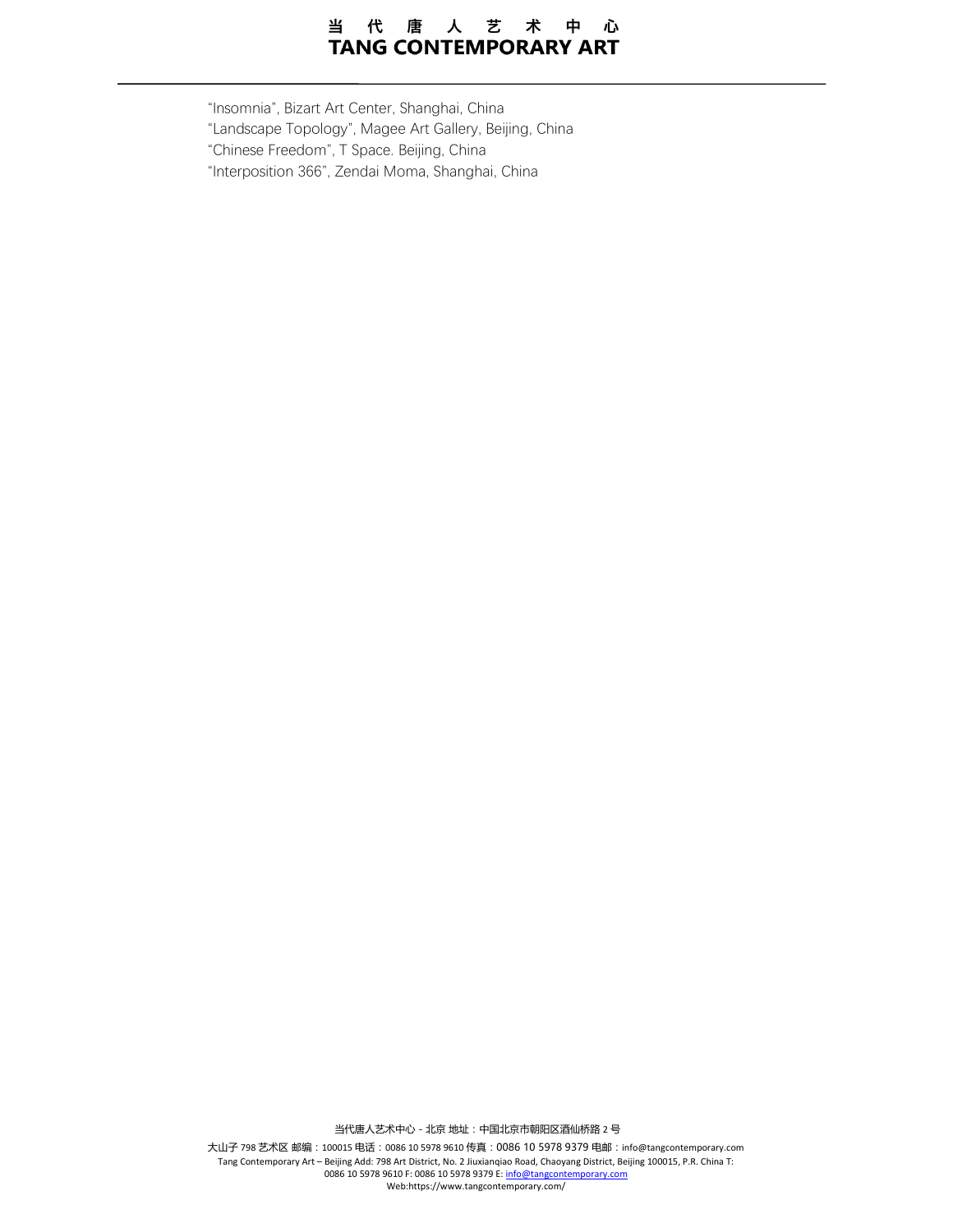“Insomnia”, Bizart Art Center, Shanghai, China
“Landscape Topology”, Magee Art Gallery, Beijing, China
“Chinese Freedom”, T Space. Beijing, China
“Interposition 366”, Zendai Moma, Shanghai, China